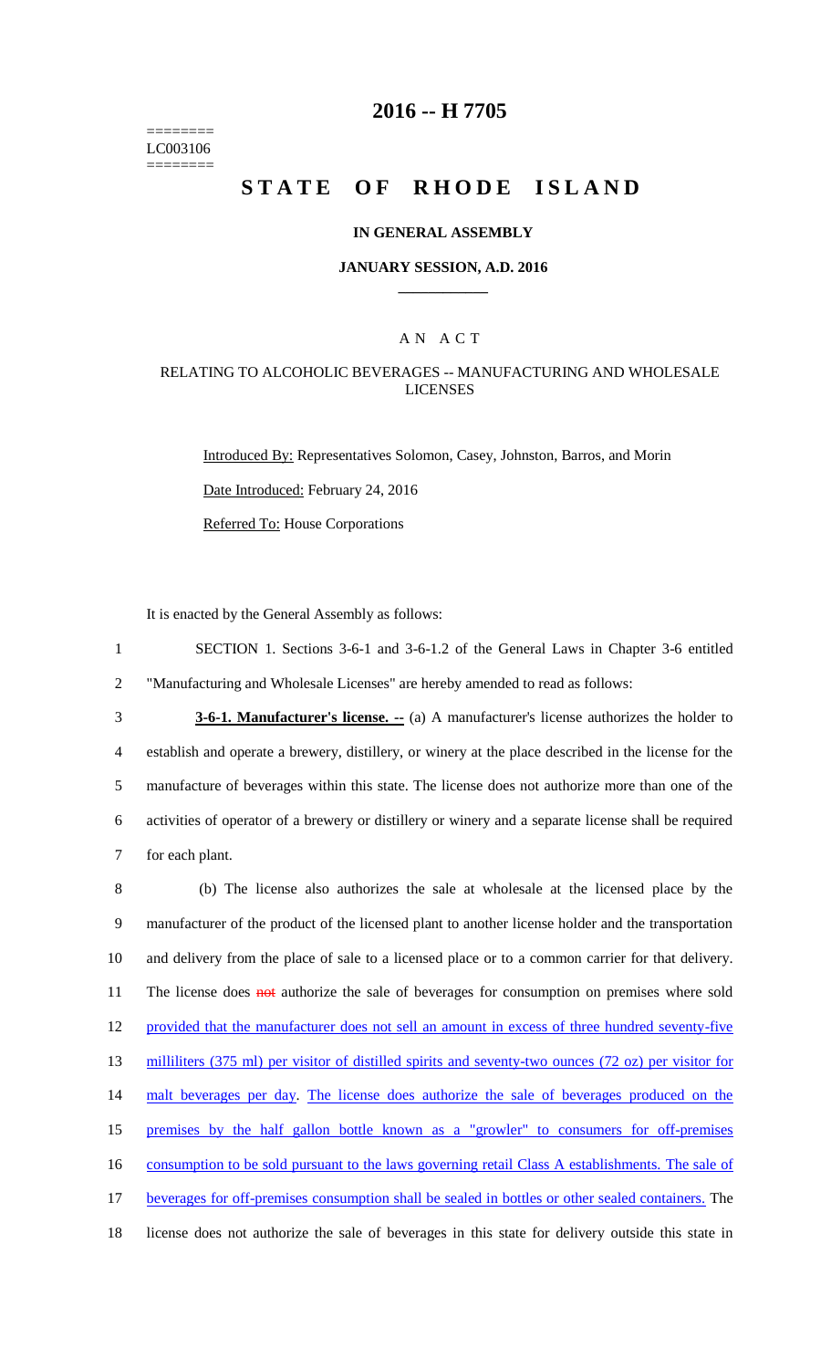========
LC003106
========

# 2016 -- H 7705

# STATE OF RHODE ISLAND

### IN GENERAL ASSEMBLY

### JANUARY SESSION, A.D. 2016

## A N A C T

### RELATING TO ALCOHOLIC BEVERAGES -- MANUFACTURING AND WHOLESALE LICENSES

Introduced By: Representatives Solomon, Casey, Johnston, Barros, and Morin

Date Introduced: February 24, 2016

Referred To: House Corporations

It is enacted by the General Assembly as follows:

1 SECTION 1. Sections 3-6-1 and 3-6-1.2 of the General Laws in Chapter 3-6 entitled
2 "Manufacturing and Wholesale Licenses" are hereby amended to read as follows:

3 **3-6-1. Manufacturer's license. --** (a) A manufacturer's license authorizes the holder to
4 establish and operate a brewery, distillery, or winery at the place described in the license for the
5 manufacture of beverages within this state. The license does not authorize more than one of the
6 activities of operator of a brewery or distillery or winery and a separate license shall be required
7 for each plant.

8 (b) The license also authorizes the sale at wholesale at the licensed place by the
9 manufacturer of the product of the licensed plant to another license holder and the transportation
10 and delivery from the place of sale to a licensed place or to a common carrier for that delivery.
11 The license does ~~not~~ authorize the sale of beverages for consumption on premises where sold
12 provided that the manufacturer does not sell an amount in excess of three hundred seventy-five
13 milliliters (375 ml) per visitor of distilled spirits and seventy-two ounces (72 oz) per visitor for
14 malt beverages per day. The license does authorize the sale of beverages produced on the
15 premises by the half gallon bottle known as a "growler" to consumers for off-premises
16 consumption to be sold pursuant to the laws governing retail Class A establishments. The sale of
17 beverages for off-premises consumption shall be sealed in bottles or other sealed containers. The
18 license does not authorize the sale of beverages in this state for delivery outside this state in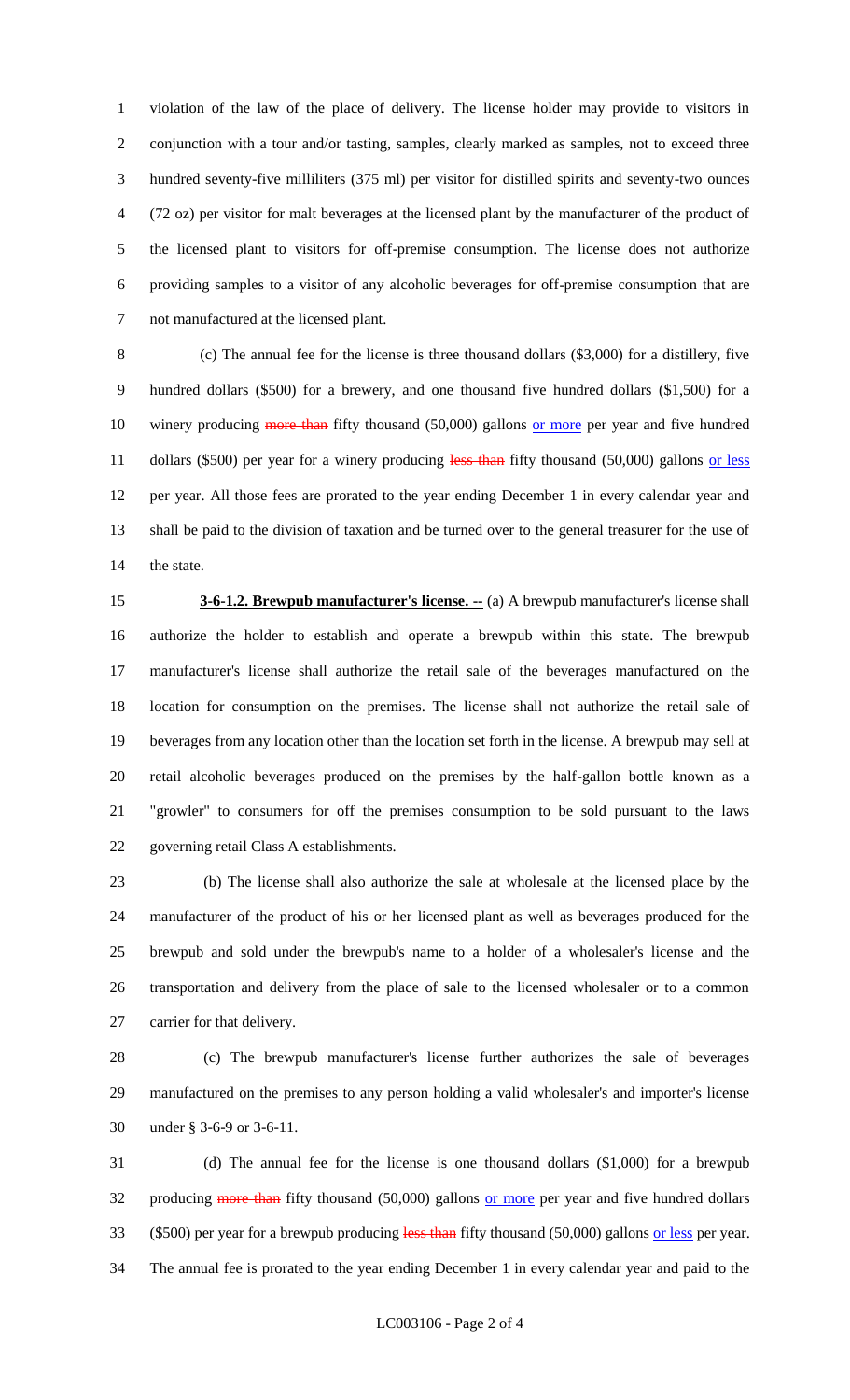violation of the law of the place of delivery. The license holder may provide to visitors in conjunction with a tour and/or tasting, samples, clearly marked as samples, not to exceed three hundred seventy-five milliliters (375 ml) per visitor for distilled spirits and seventy-two ounces (72 oz) per visitor for malt beverages at the licensed plant by the manufacturer of the product of the licensed plant to visitors for off-premise consumption. The license does not authorize providing samples to a visitor of any alcoholic beverages for off-premise consumption that are not manufactured at the licensed plant.

(c) The annual fee for the license is three thousand dollars ($3,000) for a distillery, five hundred dollars ($500) for a brewery, and one thousand five hundred dollars ($1,500) for a winery producing ~~more than~~ fifty thousand (50,000) gallons <u>or more</u> per year and five hundred dollars ($500) per year for a winery producing ~~less than~~ fifty thousand (50,000) gallons <u>or less</u> per year. All those fees are prorated to the year ending December 1 in every calendar year and shall be paid to the division of taxation and be turned over to the general treasurer for the use of the state.

**<u>3-6-1.2. Brewpub manufacturer's license. --</u>** (a) A brewpub manufacturer's license shall authorize the holder to establish and operate a brewpub within this state. The brewpub manufacturer's license shall authorize the retail sale of the beverages manufactured on the location for consumption on the premises. The license shall not authorize the retail sale of beverages from any location other than the location set forth in the license. A brewpub may sell at retail alcoholic beverages produced on the premises by the half-gallon bottle known as a "growler" to consumers for off the premises consumption to be sold pursuant to the laws governing retail Class A establishments.

(b) The license shall also authorize the sale at wholesale at the licensed place by the manufacturer of the product of his or her licensed plant as well as beverages produced for the brewpub and sold under the brewpub's name to a holder of a wholesaler's license and the transportation and delivery from the place of sale to the licensed wholesaler or to a common carrier for that delivery.

(c) The brewpub manufacturer's license further authorizes the sale of beverages manufactured on the premises to any person holding a valid wholesaler's and importer's license under § 3-6-9 or 3-6-11.

(d) The annual fee for the license is one thousand dollars ($1,000) for a brewpub producing ~~more than~~ fifty thousand (50,000) gallons <u>or more</u> per year and five hundred dollars ($500) per year for a brewpub producing ~~less than~~ fifty thousand (50,000) gallons <u>or less</u> per year. The annual fee is prorated to the year ending December 1 in every calendar year and paid to the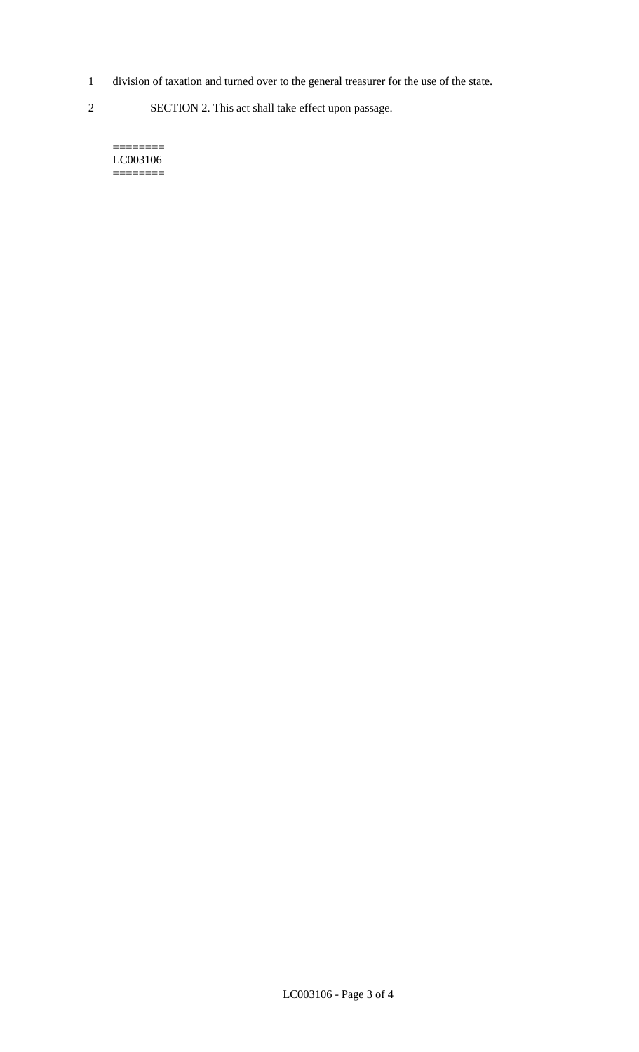division of taxation and turned over to the general treasurer for the use of the state.

SECTION 2. This act shall take effect upon passage.

========
LC003106
========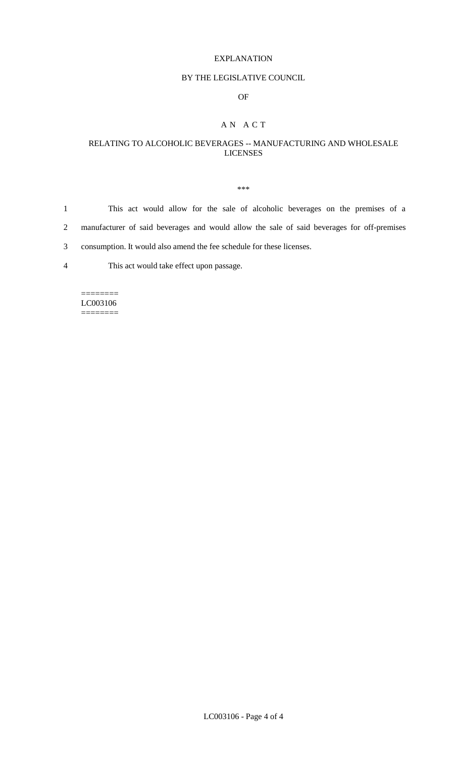EXPLANATION

BY THE LEGISLATIVE COUNCIL

OF

A N A C T

RELATING TO ALCOHOLIC BEVERAGES -- MANUFACTURING AND WHOLESALE LICENSES

\*\*\*

1 This act would allow for the sale of alcoholic beverages on the premises of a
2 manufacturer of said beverages and would allow the sale of said beverages for off-premises
3 consumption. It would also amend the fee schedule for these licenses.
4 This act would take effect upon passage.

========
LC003106
========